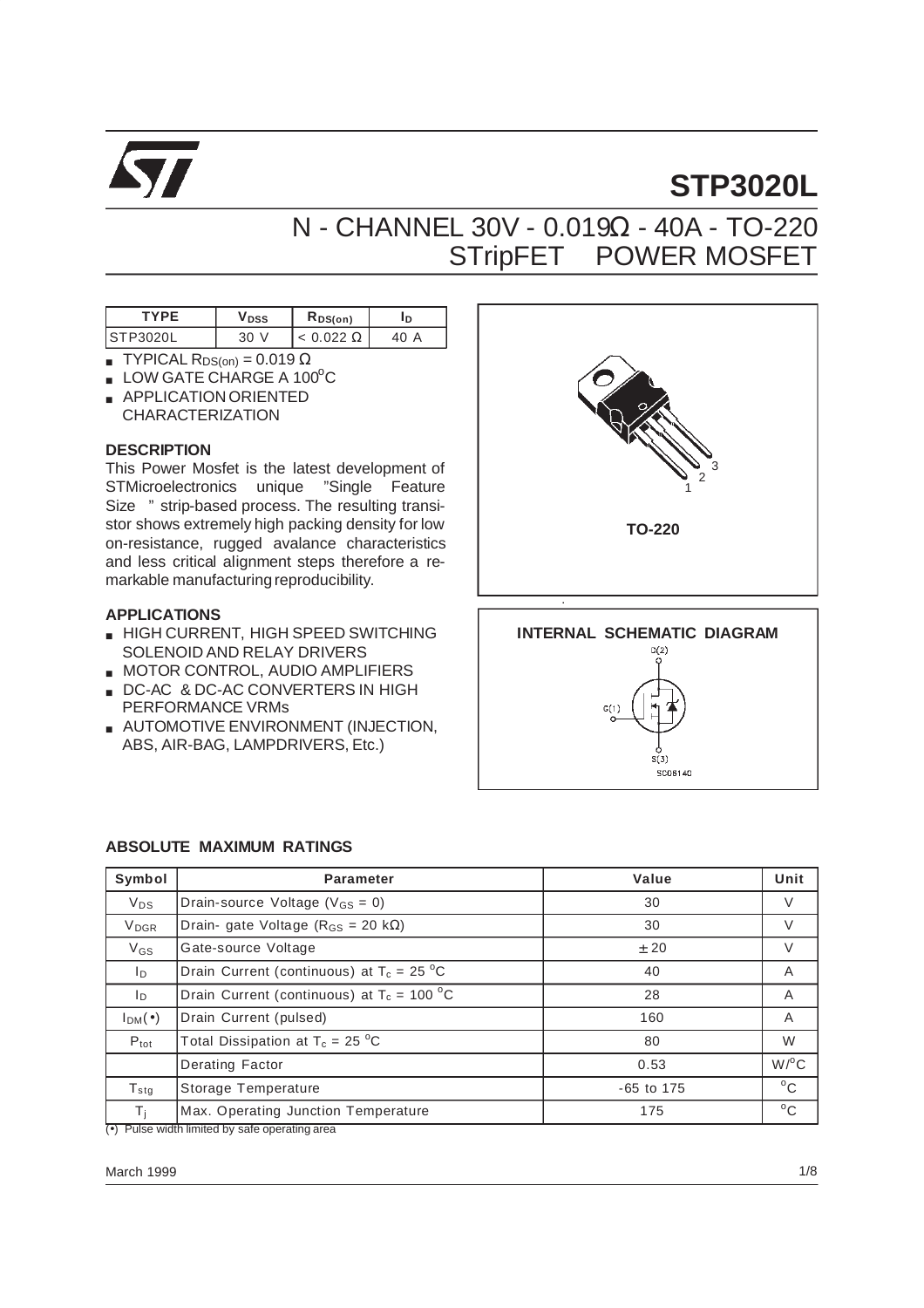# STP3020L

## N - CHANNEL 30V - 0.019Ω - 40A - TO-220 STripFET POWER MOSFET

| TYPE | $V_{DSS}$ | $R_{DS(on)}$ | $I_D$ |
|---|---|---|---|
| STP3020L | 30 V | < 0.022 Ω | 40 A |

- TYPICAL $R_{DS(on)}$ = 0.019 Ω
- LOW GATE CHARGE A 100°C
- APPLICATION ORIENTED CHARACTERIZATION

### DESCRIPTION

This Power Mosfet is the latest development of STMicroelectronics unique "Single Feature Size" strip-based process. The resulting transistor shows extremely high packing density for low on-resistance, rugged avalance characteristics and less critical alignment steps therefore a remarkable manufacturing reproducibility.

### APPLICATIONS

- HIGH CURRENT, HIGH SPEED SWITCHING SOLENOID AND RELAY DRIVERS
- MOTOR CONTROL, AUDIO AMPLIFIERS
- DC-AC & DC-AC CONVERTERS IN HIGH PERFORMANCE VRMs
- AUTOMOTIVE ENVIRONMENT (INJECTION, ABS, AIR-BAG, LAMPDRIVERS, Etc.)

TO-220

INTERNAL SCHEMATIC DIAGRAM

### ABSOLUTE MAXIMUM RATINGS

| Symbol | Parameter | Value | Unit |
|---|---|---|---|
| $V_{DS}$ | Drain-source Voltage ($V_{GS}$ = 0) | 30 | V |
| $V_{DGR}$ | Drain- gate Voltage ($R_{GS}$ = 20 kΩ) | 30 | V |
| $V_{GS}$ | Gate-source Voltage | ± 20 | V |
| $I_D$ | Drain Current (continuous) at $T_c$ = 25 °C | 40 | A |
| $I_D$ | Drain Current (continuous) at $T_c$ = 100 °C | 28 | A |
| $I_{DM}$(•) | Drain Current (pulsed) | 160 | A |
| $P_{tot}$ | Total Dissipation at $T_c$ = 25 °C | 80 | W |
| | Derating Factor | 0.53 | W/°C |
| $T_{stg}$ | Storage Temperature | -65 to 175 | °C |
| $T_j$ | Max. Operating Junction Temperature | 175 | °C |

(•) Pulse width limited by safe operating area

March 1999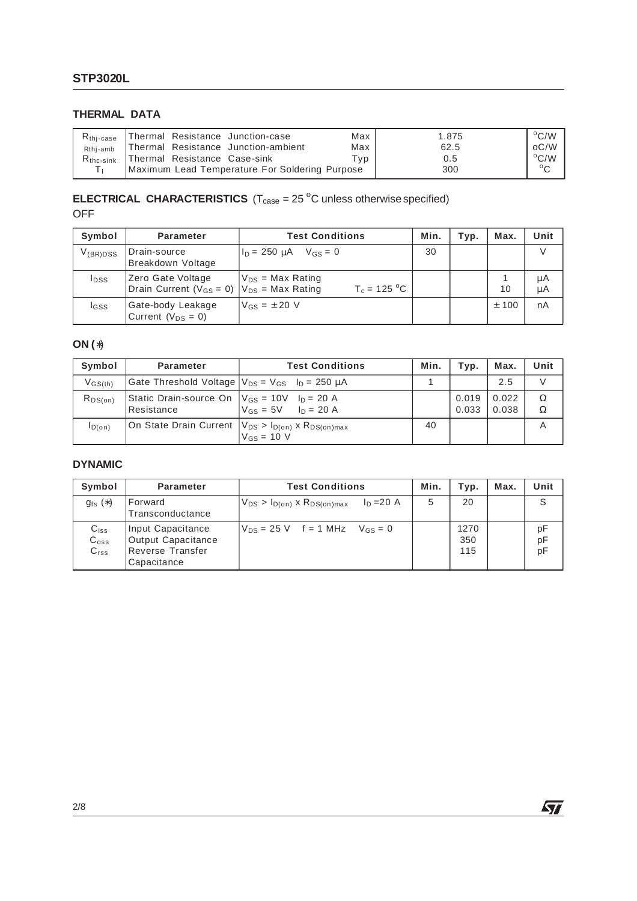## THERMAL DATA

| | | | | |
|---|---|---|---|---|
| $R_{thj-case}$ | Thermal Resistance Junction-case | Max | 1.875 | °C/W |
| Rthj-amb | Thermal Resistance Junction-ambient | Max | 62.5 | oC/W |
| $R_{thc-sink}$ | Thermal Resistance Case-sink | Typ | 0.5 | °C/W |
| $T_l$ | Maximum Lead Temperature For Soldering Purpose | | 300 | °C |

## ELECTRICAL CHARACTERISTICS ($T_{case}$ = 25 °C unless otherwise specified)

OFF

| Symbol | Parameter | Test Conditions | Min. | Typ. | Max. | Unit |
|---|---|---|---|---|---|---|
| $V_{(BR)DSS}$ | Drain-source Breakdown Voltage | $I_D$ = 250 μA $V_{GS}$ = 0 | 30 | | | V |
| $I_{DSS}$ | Zero Gate Voltage Drain Current ($V_{GS}$ = 0) | $V_{DS}$ = Max Rating<br>$V_{DS}$ = Max Rating $T_c$ = 125 °C | | | 1<br>10 | μA<br>μA |
| $I_{GSS}$ | Gate-body Leakage Current ($V_{DS}$ = 0) | $V_{GS}$ = ± 20 V | | | ± 100 | nA |

### ON (*)

| Symbol | Parameter | Test Conditions | Min. | Typ. | Max. | Unit |
|---|---|---|---|---|---|---|
| $V_{GS(th)}$ | Gate Threshold Voltage | $V_{DS}$ = $V_{GS}$ $I_D$ = 250 μA | 1 | | 2.5 | V |
| $R_{DS(on)}$ | Static Drain-source On Resistance | $V_{GS}$ = 10V $I_D$ = 20 A<br>$V_{GS}$ = 5V $I_D$ = 20 A | | 0.019<br>0.033 | 0.022<br>0.038 | Ω<br>Ω |
| $I_{D(on)}$ | On State Drain Current | $V_{DS}$ > $I_{D(on)}$ x $R_{DS(on)max}$<br>$V_{GS}$ = 10 V | 40 | | | A |

### DYNAMIC

| Symbol | Parameter | Test Conditions | Min. | Typ. | Max. | Unit |
|---|---|---|---|---|---|---|
| $g_{fs}$ (*) | Forward Transconductance | $V_{DS}$ > $I_{D(on)}$ x $R_{DS(on)max}$ $I_D$ =20 A | 5 | 20 | | S |
| $C_{iss}$<br>$C_{oss}$<br>$C_{rss}$ | Input Capacitance<br>Output Capacitance<br>Reverse Transfer Capacitance | $V_{DS}$ = 25 V f = 1 MHz $V_{GS}$ = 0 | | 1270<br>350<br>115 | | pF<br>pF<br>pF |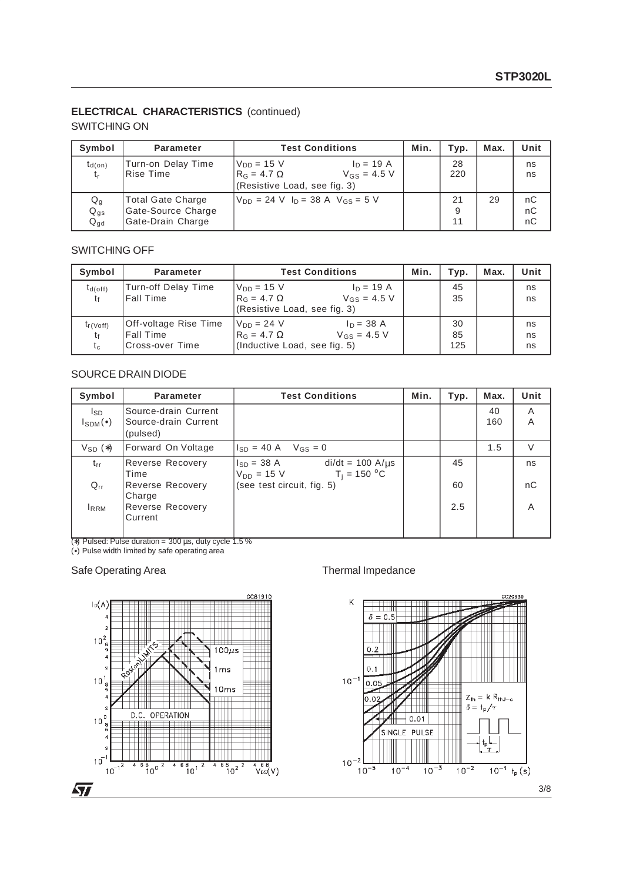## ELECTRICAL CHARACTERISTICS (continued)

### SWITCHING ON

| Symbol | Parameter | Test Conditions | Min. | Typ. | Max. | Unit |
|---|---|---|---|---|---|---|
| $t_{d(on)}$<br>$t_r$ | Turn-on Delay Time<br>Rise Time | $V_{DD}$ = 15 V  $I_D$ = 19 A<br>$R_G$ = 4.7 Ω  $V_{GS}$ = 4.5 V<br>(Resistive Load, see fig. 3) | | 28<br>220 | | ns<br>ns |
| $Q_g$<br>$Q_{gs}$<br>$Q_{gd}$ | Total Gate Charge<br>Gate-Source Charge<br>Gate-Drain Charge | $V_{DD}$ = 24 V  $I_D$ = 38 A  $V_{GS}$ = 5 V | | 21<br>9<br>11 | 29 | nC<br>nC<br>nC |

### SWITCHING OFF

| Symbol | Parameter | Test Conditions | Min. | Typ. | Max. | Unit |
|---|---|---|---|---|---|---|
| $t_{d(off)}$<br>$t_f$ | Turn-off Delay Time<br>Fall Time | $V_{DD}$ = 15 V  $I_D$ = 19 A<br>$R_G$ = 4.7 Ω  $V_{GS}$ = 4.5 V<br>(Resistive Load, see fig. 3) | | 45<br>35 | | ns<br>ns |
| $t_{r(Voff)}$<br>$t_f$<br>$t_c$ | Off-voltage Rise Time<br>Fall Time<br>Cross-over Time | $V_{DD}$ = 24 V  $I_D$ = 38 A<br>$R_G$ = 4.7 Ω  $V_{GS}$ = 4.5 V<br>(Inductive Load, see fig. 5) | | 30<br>85<br>125 | | ns<br>ns<br>ns |

### SOURCE DRAIN DIODE

| Symbol | Parameter | Test Conditions | Min. | Typ. | Max. | Unit |
|---|---|---|---|---|---|---|
| $I_{SD}$<br>$I_{SDM}$(•) | Source-drain Current<br>Source-drain Current (pulsed) | | | | 40<br>160 | A<br>A |
| $V_{SD}$ (*) | Forward On Voltage | $I_{SD}$ = 40 A  $V_{GS}$ = 0 | | | 1.5 | V |
| $t_{rr}$<br>$Q_{rr}$<br>$I_{RRM}$ | Reverse Recovery Time<br>Reverse Recovery Charge<br>Reverse Recovery Current | $I_{SD}$ = 38 A  di/dt = 100 A/µs<br>$V_{DD}$ = 15 V  $T_j$ = 150 °C<br>(see test circuit, fig. 5) | | 45<br>60<br>2.5 | | ns<br>nC<br>A |

(*) Pulsed: Pulse duration = 300 µs, duty cycle 1.5 %
(•) Pulse width limited by safe operating area

Safe Operating Area

Thermal Impedance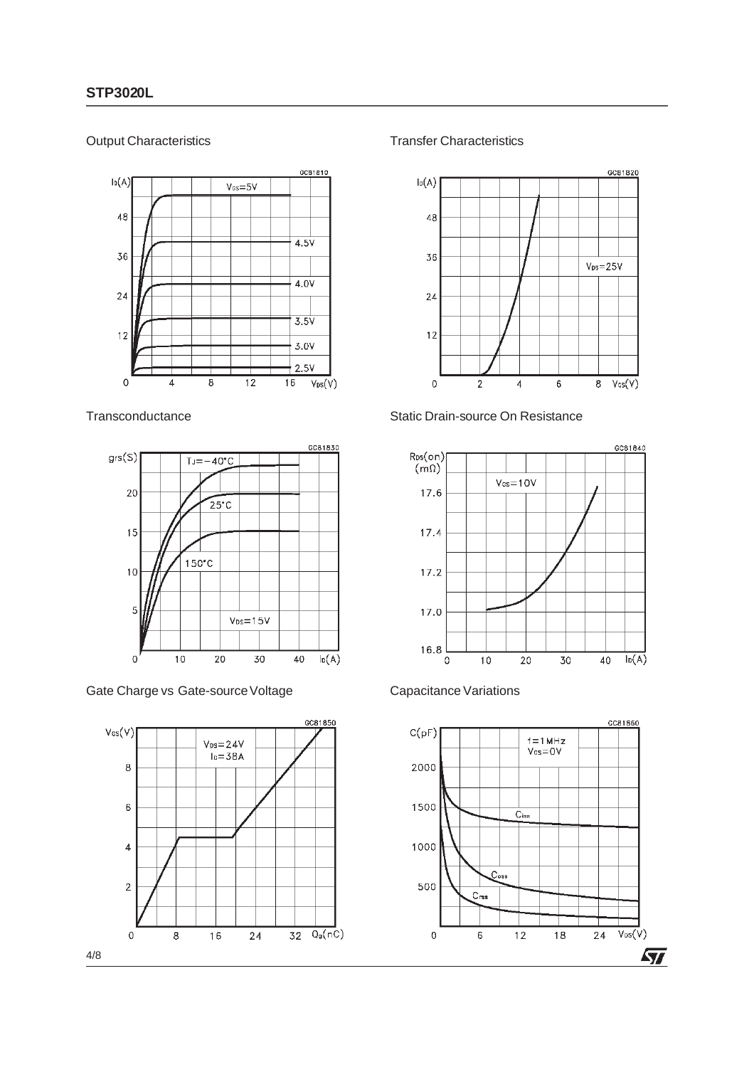Output Characteristics

Transfer Characteristics

Transconductance

Static Drain-source On Resistance

Gate Charge vs Gate-source Voltage

Capacitance Variations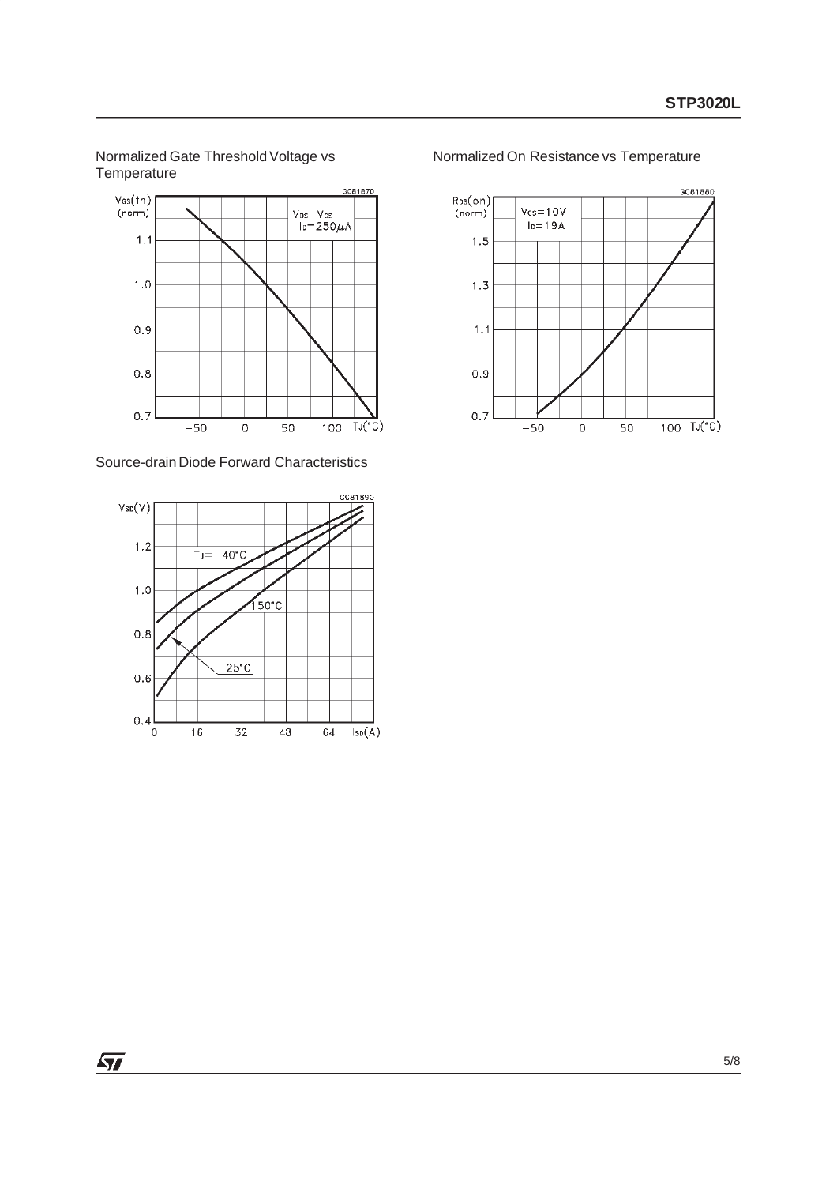Normalized Gate Threshold Voltage vs Temperature

Normalized On Resistance vs Temperature

Source-drain Diode Forward Characteristics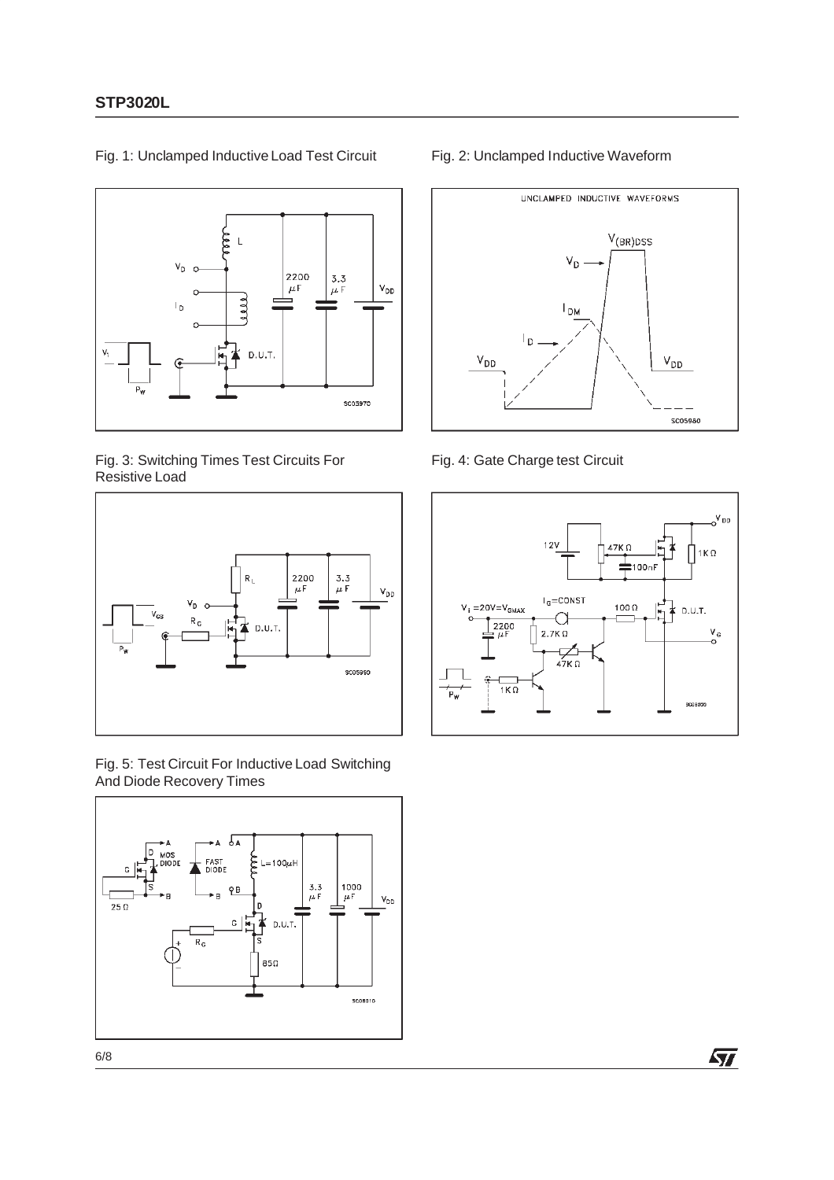Fig. 1: Unclamped Inductive Load Test Circuit

Fig. 2: Unclamped Inductive Waveform

Fig. 3: Switching Times Test Circuits For Resistive Load

Fig. 4: Gate Charge test Circuit

Fig. 5: Test Circuit For Inductive Load Switching And Diode Recovery Times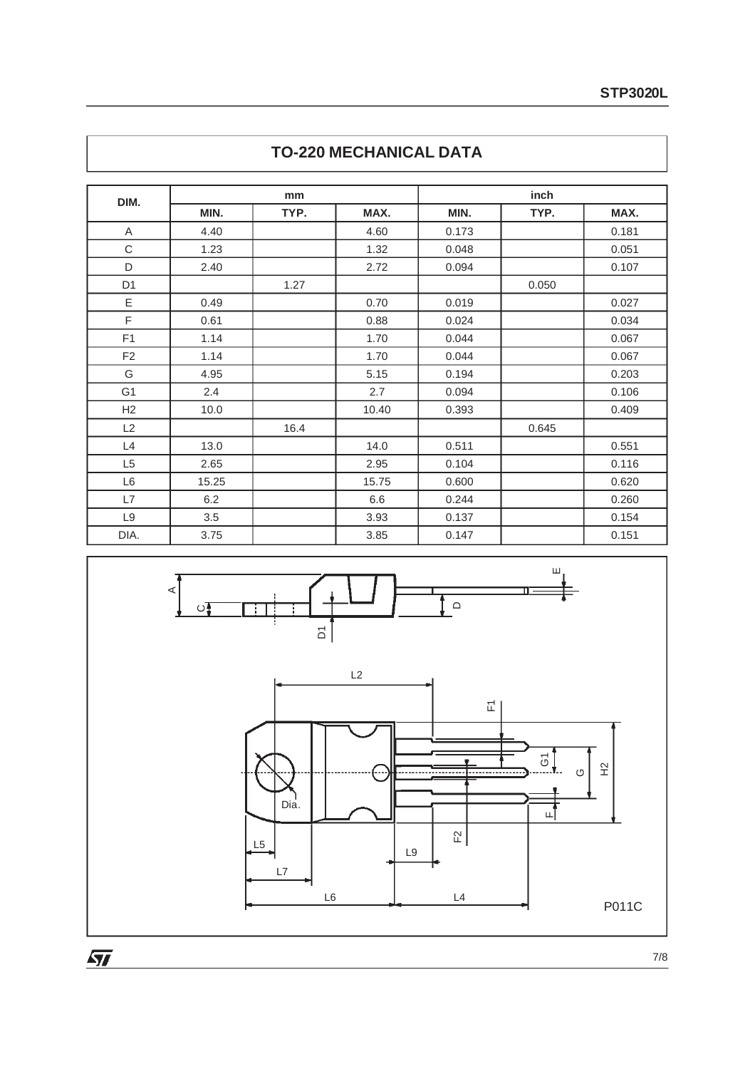# TO-220 MECHANICAL DATA

| DIM. | mm | | | inch | | |
|---|---|---|---|---|---|---|
| | MIN. | TYP. | MAX. | MIN. | TYP. | MAX. |
| A | 4.40 | | 4.60 | 0.173 | | 0.181 |
| C | 1.23 | | 1.32 | 0.048 | | 0.051 |
| D | 2.40 | | 2.72 | 0.094 | | 0.107 |
| D1 | | 1.27 | | | 0.050 | |
| E | 0.49 | | 0.70 | 0.019 | | 0.027 |
| F | 0.61 | | 0.88 | 0.024 | | 0.034 |
| F1 | 1.14 | | 1.70 | 0.044 | | 0.067 |
| F2 | 1.14 | | 1.70 | 0.044 | | 0.067 |
| G | 4.95 | | 5.15 | 0.194 | | 0.203 |
| G1 | 2.4 | | 2.7 | 0.094 | | 0.106 |
| H2 | 10.0 | | 10.40 | 0.393 | | 0.409 |
| L2 | | 16.4 | | | 0.645 | |
| L4 | 13.0 | | 14.0 | 0.511 | | 0.551 |
| L5 | 2.65 | | 2.95 | 0.104 | | 0.116 |
| L6 | 15.25 | | 15.75 | 0.600 | | 0.620 |
| L7 | 6.2 | | 6.6 | 0.244 | | 0.260 |
| L9 | 3.5 | | 3.93 | 0.137 | | 0.154 |
| DIA. | 3.75 | | 3.85 | 0.147 | | 0.151 |

P011C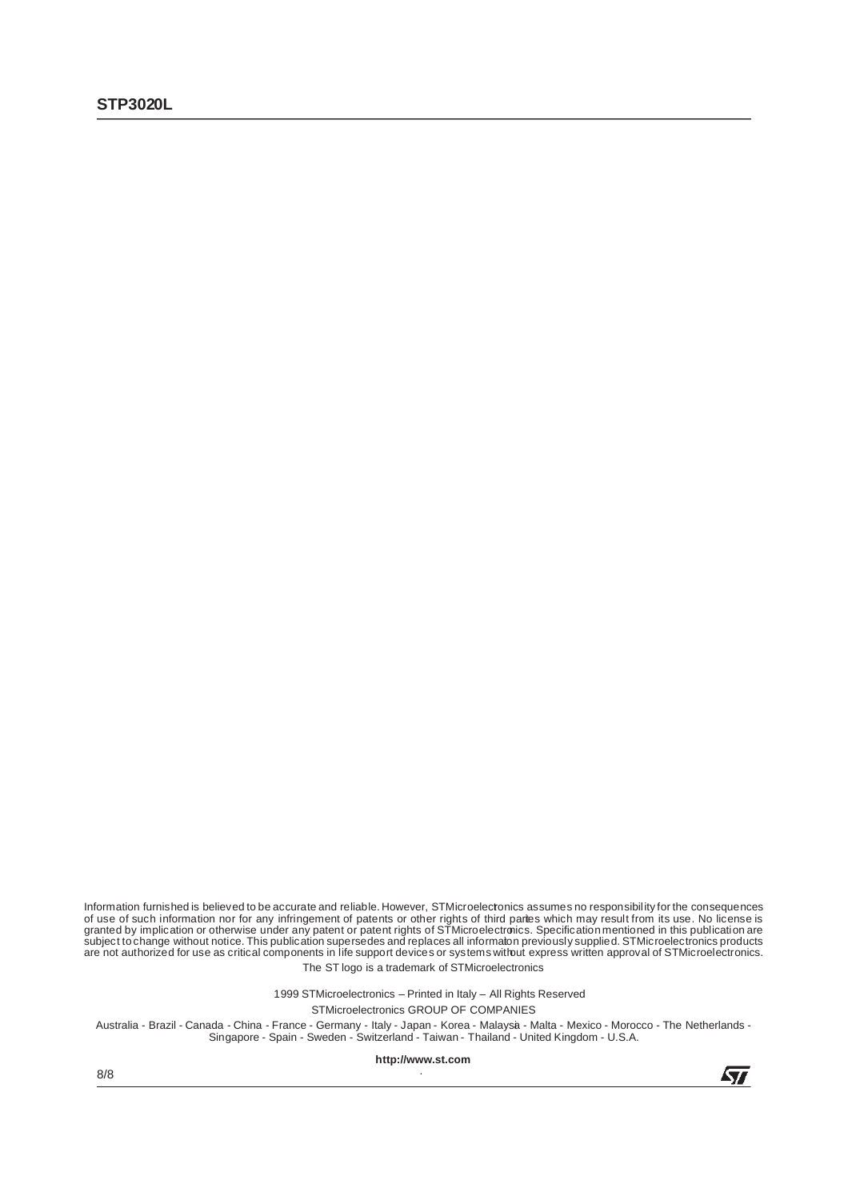Information furnished is believed to be accurate and reliable. However, STMicroelectronics assumes no responsibility for the consequences of use of such information nor for any infringement of patents or other rights of third parties which may result from its use. No license is granted by implication or otherwise under any patent or patent rights of STMicroelectronics. Specification mentioned in this publication are subject to change without notice. This publication supersedes and replaces all information previously supplied. STMicroelectronics products are not authorized for use as critical components in life support devices or systems without express written approval of STMicroelectronics.

The ST logo is a trademark of STMicroelectronics

1999 STMicroelectronics – Printed in Italy – All Rights Reserved

STMicroelectronics GROUP OF COMPANIES

Australia - Brazil - Canada - China - France - Germany - Italy - Japan - Korea - Malaysia - Malta - Mexico - Morocco - The Netherlands - Singapore - Spain - Sweden - Switzerland - Taiwan - Thailand - United Kingdom - U.S.A.

**http://www.st.com**